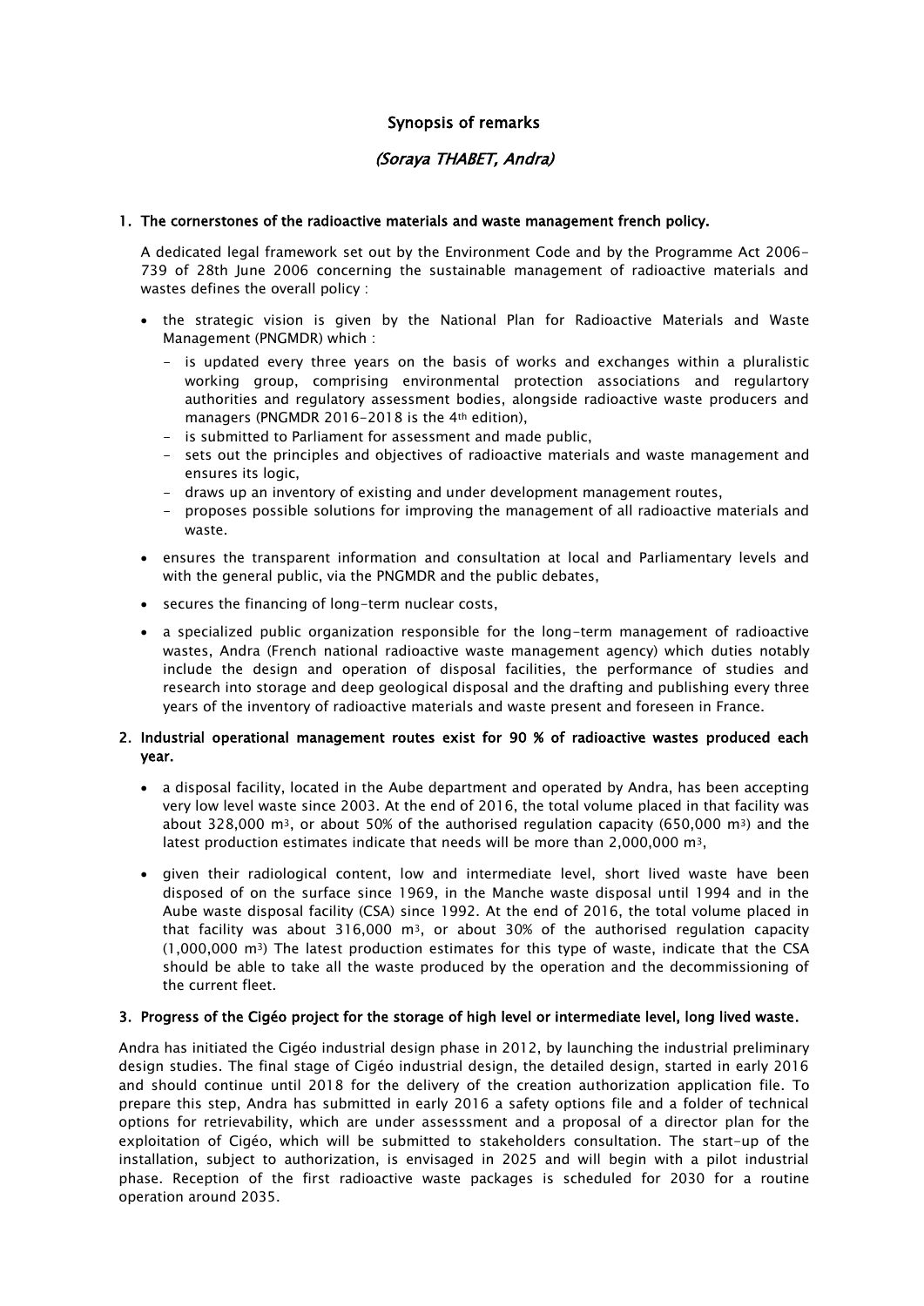# Synopsis of remarks

## *(Soraya THABET, Andra)*

### 1. The cornerstones of the radioactive materials and waste management french policy.

A dedicated legal framework set out by the Environment Code and by the Programme Act 2006-739 of 28th June 2006 concerning the sustainable management of radioactive materials and wastes defines the overall policy :

- the strategic vision is given by the National Plan for Radioactive Materials and Waste Management (PNGMDR) which :
  - is updated every three years on the basis of works and exchanges within a pluralistic working group, comprising environmental protection associations and regulartory authorities and regulatory assessment bodies, alongside radioactive waste producers and managers (PNGMDR 2016-2018 is the 4th edition),
  - is submitted to Parliament for assessment and made public,
  - sets out the principles and objectives of radioactive materials and waste management and ensures its logic,
  - draws up an inventory of existing and under development management routes,
  - proposes possible solutions for improving the management of all radioactive materials and waste.
- ensures the transparent information and consultation at local and Parliamentary levels and with the general public, via the PNGMDR and the public debates,
- secures the financing of long-term nuclear costs,
- a specialized public organization responsible for the long-term management of radioactive wastes, Andra (French national radioactive waste management agency) which duties notably include the design and operation of disposal facilities, the performance of studies and research into storage and deep geological disposal and the drafting and publishing every three years of the inventory of radioactive materials and waste present and foreseen in France.

### 2. Industrial operational management routes exist for 90 % of radioactive wastes produced each year.

- a disposal facility, located in the Aube department and operated by Andra, has been accepting very low level waste since 2003. At the end of 2016, the total volume placed in that facility was about 328,000 m$^3$, or about 50% of the authorised regulation capacity (650,000 m$^3$) and the latest production estimates indicate that needs will be more than 2,000,000 m$^3$,
- given their radiological content, low and intermediate level, short lived waste have been disposed of on the surface since 1969, in the Manche waste disposal until 1994 and in the Aube waste disposal facility (CSA) since 1992. At the end of 2016, the total volume placed in that facility was about 316,000 m$^3$, or about 30% of the authorised regulation capacity (1,000,000 m$^3$) The latest production estimates for this type of waste, indicate that the CSA should be able to take all the waste produced by the operation and the decommissioning of the current fleet.

### 3. Progress of the Cigéo project for the storage of high level or intermediate level, long lived waste.

Andra has initiated the Cigéo industrial design phase in 2012, by launching the industrial preliminary design studies. The final stage of Cigéo industrial design, the detailed design, started in early 2016 and should continue until 2018 for the delivery of the creation authorization application file. To prepare this step, Andra has submitted in early 2016 a safety options file and a folder of technical options for retrievability, which are under assesssment and a proposal of a director plan for the exploitation of Cigéo, which will be submitted to stakeholders consultation. The start-up of the installation, subject to authorization, is envisaged in 2025 and will begin with a pilot industrial phase. Reception of the first radioactive waste packages is scheduled for 2030 for a routine operation around 2035.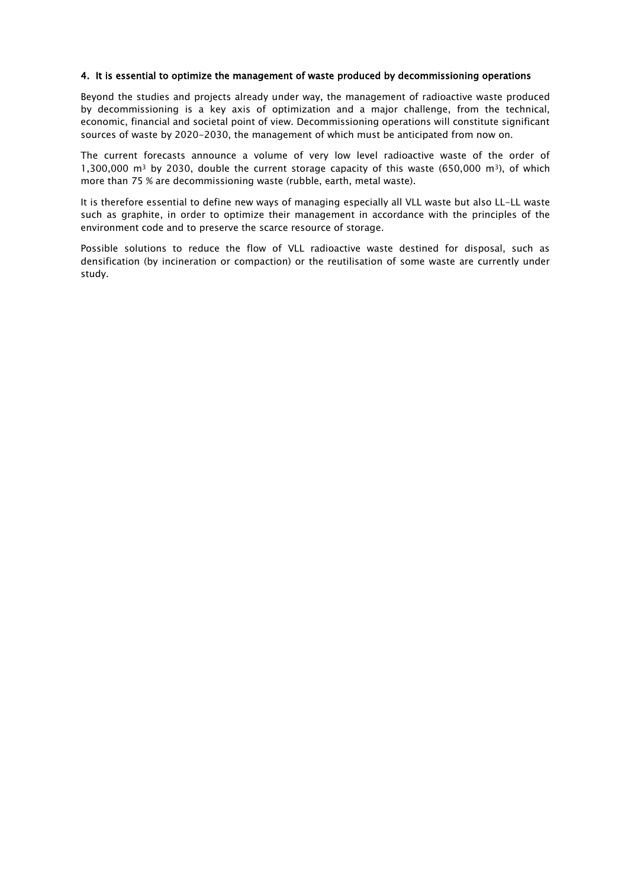### 4. It is essential to optimize the management of waste produced by decommissioning operations

Beyond the studies and projects already under way, the management of radioactive waste produced by decommissioning is a key axis of optimization and a major challenge, from the technical, economic, financial and societal point of view. Decommissioning operations will constitute significant sources of waste by 2020-2030, the management of which must be anticipated from now on.

The current forecasts announce a volume of very low level radioactive waste of the order of 1,300,000 $m^3$ by 2030, double the current storage capacity of this waste (650,000 $m^3$), of which more than 75 % are decommissioning waste (rubble, earth, metal waste).

It is therefore essential to define new ways of managing especially all VLL waste but also LL-LL waste such as graphite, in order to optimize their management in accordance with the principles of the environment code and to preserve the scarce resource of storage.

Possible solutions to reduce the flow of VLL radioactive waste destined for disposal, such as densification (by incineration or compaction) or the reutilisation of some waste are currently under study.